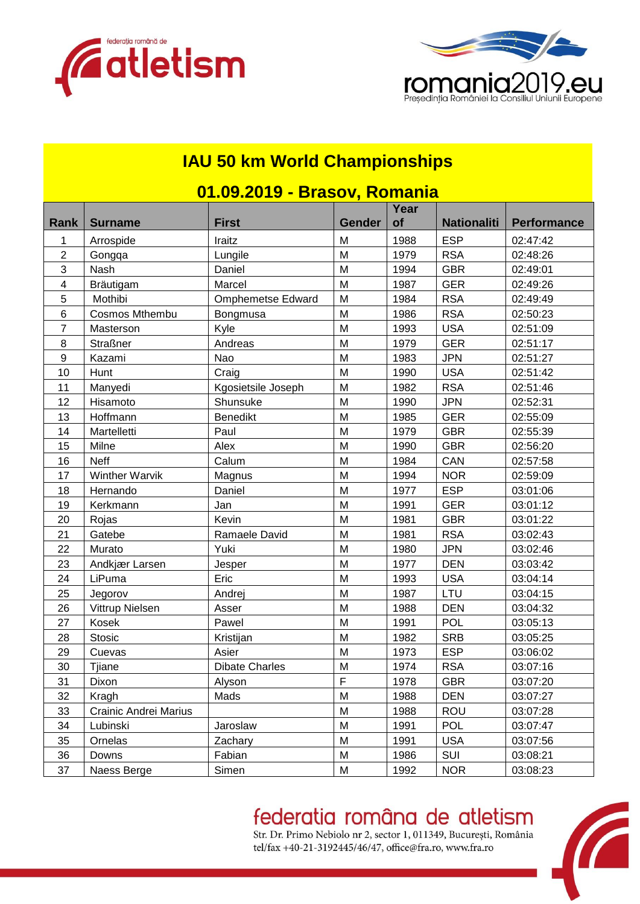# IAU 50 km World Championships

## 01.09.2019 - Brasov, Romania

| Rank | Surname | First | Gender | Year of | Nationaliti | Performance |
|---|---|---|---|---|---|---|
| 1 | Arrospide | Iraitz | M | 1988 | ESP | 02:47:42 |
| 2 | Gongqa | Lungile | M | 1979 | RSA | 02:48:26 |
| 3 | Nash | Daniel | M | 1994 | GBR | 02:49:01 |
| 4 | Bräutigam | Marcel | M | 1987 | GER | 02:49:26 |
| 5 | Mothibi | Omphemetse Edward | M | 1984 | RSA | 02:49:49 |
| 6 | Cosmos Mthembu | Bongmusa | M | 1986 | RSA | 02:50:23 |
| 7 | Masterson | Kyle | M | 1993 | USA | 02:51:09 |
| 8 | Straßner | Andreas | M | 1979 | GER | 02:51:17 |
| 9 | Kazami | Nao | M | 1983 | JPN | 02:51:27 |
| 10 | Hunt | Craig | M | 1990 | USA | 02:51:42 |
| 11 | Manyedi | Kgosietsile Joseph | M | 1982 | RSA | 02:51:46 |
| 12 | Hisamoto | Shunsuke | M | 1990 | JPN | 02:52:31 |
| 13 | Hoffmann | Benedikt | M | 1985 | GER | 02:55:09 |
| 14 | Martelletti | Paul | M | 1979 | GBR | 02:55:39 |
| 15 | Milne | Alex | M | 1990 | GBR | 02:56:20 |
| 16 | Neff | Calum | M | 1984 | CAN | 02:57:58 |
| 17 | Winther Warvik | Magnus | M | 1994 | NOR | 02:59:09 |
| 18 | Hernando | Daniel | M | 1977 | ESP | 03:01:06 |
| 19 | Kerkmann | Jan | M | 1991 | GER | 03:01:12 |
| 20 | Rojas | Kevin | M | 1981 | GBR | 03:01:22 |
| 21 | Gatebe | Ramaele David | M | 1981 | RSA | 03:02:43 |
| 22 | Murato | Yuki | M | 1980 | JPN | 03:02:46 |
| 23 | Andkjær Larsen | Jesper | M | 1977 | DEN | 03:03:42 |
| 24 | LiPuma | Eric | M | 1993 | USA | 03:04:14 |
| 25 | Jegorov | Andrej | M | 1987 | LTU | 03:04:15 |
| 26 | Vittrup Nielsen | Asser | M | 1988 | DEN | 03:04:32 |
| 27 | Kosek | Pawel | M | 1991 | POL | 03:05:13 |
| 28 | Stosic | Kristijan | M | 1982 | SRB | 03:05:25 |
| 29 | Cuevas | Asier | M | 1973 | ESP | 03:06:02 |
| 30 | Tjiane | Dibate Charles | M | 1974 | RSA | 03:07:16 |
| 31 | Dixon | Alyson | F | 1978 | GBR | 03:07:20 |
| 32 | Kragh | Mads | M | 1988 | DEN | 03:07:27 |
| 33 | Crainic Andrei Marius | | M | 1988 | ROU | 03:07:28 |
| 34 | Lubinski | Jaroslaw | M | 1991 | POL | 03:07:47 |
| 35 | Ornelas | Zachary | M | 1991 | USA | 03:07:56 |
| 36 | Downs | Fabian | M | 1986 | SUI | 03:08:21 |
| 37 | Naess Berge | Simen | M | 1992 | NOR | 03:08:23 |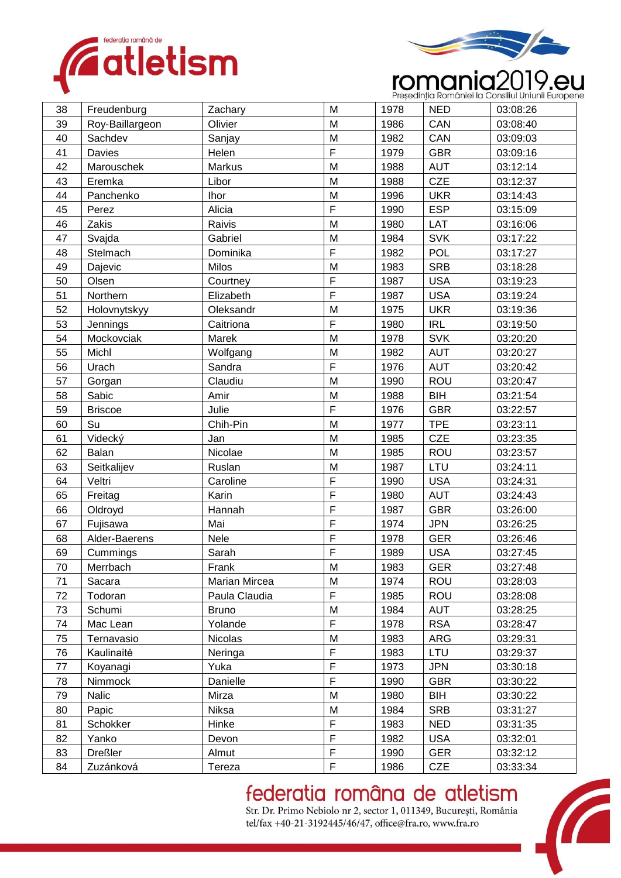| 38 | Freudenburg | Zachary | M | 1978 | NED | 03:08:26 |
|---|---|---|---|---|---|---|
| 39 | Roy-Baillargeon | Olivier | M | 1986 | CAN | 03:08:40 |
| 40 | Sachdev | Sanjay | M | 1982 | CAN | 03:09:03 |
| 41 | Davies | Helen | F | 1979 | GBR | 03:09:16 |
| 42 | Marouschek | Markus | M | 1988 | AUT | 03:12:14 |
| 43 | Eremka | Libor | M | 1988 | CZE | 03:12:37 |
| 44 | Panchenko | Ihor | M | 1996 | UKR | 03:14:43 |
| 45 | Perez | Alicia | F | 1990 | ESP | 03:15:09 |
| 46 | Zakis | Raivis | M | 1980 | LAT | 03:16:06 |
| 47 | Svajda | Gabriel | M | 1984 | SVK | 03:17:22 |
| 48 | Stelmach | Dominika | F | 1982 | POL | 03:17:27 |
| 49 | Dajevic | Milos | M | 1983 | SRB | 03:18:28 |
| 50 | Olsen | Courtney | F | 1987 | USA | 03:19:23 |
| 51 | Northern | Elizabeth | F | 1987 | USA | 03:19:24 |
| 52 | Holovnytskyy | Oleksandr | M | 1975 | UKR | 03:19:36 |
| 53 | Jennings | Caitriona | F | 1980 | IRL | 03:19:50 |
| 54 | Mockovciak | Marek | M | 1978 | SVK | 03:20:20 |
| 55 | Michl | Wolfgang | M | 1982 | AUT | 03:20:27 |
| 56 | Urach | Sandra | F | 1976 | AUT | 03:20:42 |
| 57 | Gorgan | Claudiu | M | 1990 | ROU | 03:20:47 |
| 58 | Sabic | Amir | M | 1988 | BIH | 03:21:54 |
| 59 | Briscoe | Julie | F | 1976 | GBR | 03:22:57 |
| 60 | Su | Chih-Pin | M | 1977 | TPE | 03:23:11 |
| 61 | Videcký | Jan | M | 1985 | CZE | 03:23:35 |
| 62 | Balan | Nicolae | M | 1985 | ROU | 03:23:57 |
| 63 | Seitkalijev | Ruslan | M | 1987 | LTU | 03:24:11 |
| 64 | Veltri | Caroline | F | 1990 | USA | 03:24:31 |
| 65 | Freitag | Karin | F | 1980 | AUT | 03:24:43 |
| 66 | Oldroyd | Hannah | F | 1987 | GBR | 03:26:00 |
| 67 | Fujisawa | Mai | F | 1974 | JPN | 03:26:25 |
| 68 | Alder-Baerens | Nele | F | 1978 | GER | 03:26:46 |
| 69 | Cummings | Sarah | F | 1989 | USA | 03:27:45 |
| 70 | Merrbach | Frank | M | 1983 | GER | 03:27:48 |
| 71 | Sacara | Marian Mircea | M | 1974 | ROU | 03:28:03 |
| 72 | Todoran | Paula Claudia | F | 1985 | ROU | 03:28:08 |
| 73 | Schumi | Bruno | M | 1984 | AUT | 03:28:25 |
| 74 | Mac Lean | Yolande | F | 1978 | RSA | 03:28:47 |
| 75 | Ternavasio | Nicolas | M | 1983 | ARG | 03:29:31 |
| 76 | Kaulinaitė | Neringa | F | 1983 | LTU | 03:29:37 |
| 77 | Koyanagi | Yuka | F | 1973 | JPN | 03:30:18 |
| 78 | Nimmock | Danielle | F | 1990 | GBR | 03:30:22 |
| 79 | Nalic | Mirza | M | 1980 | BIH | 03:30:22 |
| 80 | Papic | Niksa | M | 1984 | SRB | 03:31:27 |
| 81 | Schokker | Hinke | F | 1983 | NED | 03:31:35 |
| 82 | Yanko | Devon | F | 1982 | USA | 03:32:01 |
| 83 | Dreßler | Almut | F | 1990 | GER | 03:32:12 |
| 84 | Zuzánková | Tereza | F | 1986 | CZE | 03:33:34 |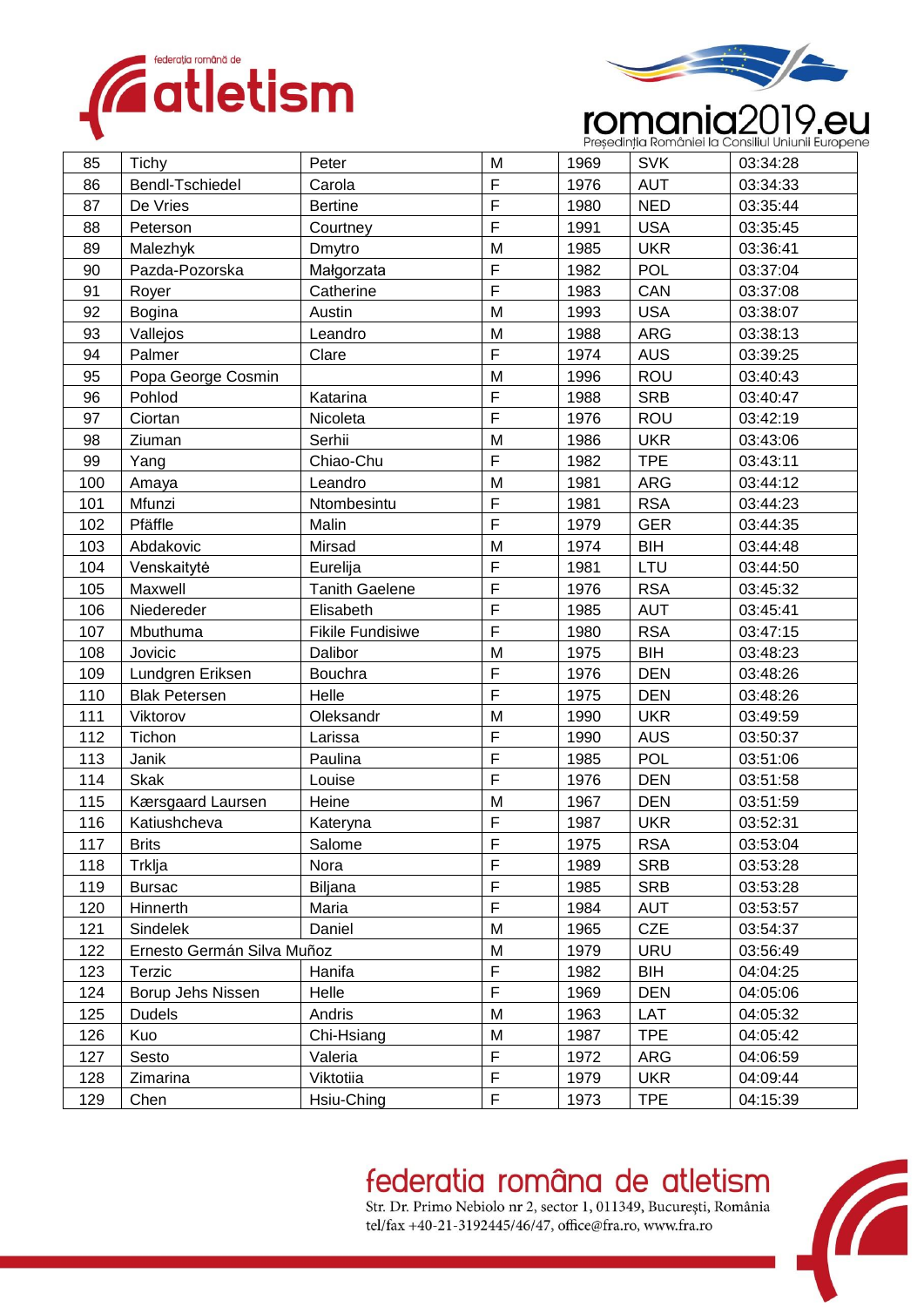| 85 | Tichy | Peter | M | 1969 | SVK | 03:34:28 |
|---|---|---|---|---|---|---|
| 86 | Bendl-Tschiedel | Carola | F | 1976 | AUT | 03:34:33 |
| 87 | De Vries | Bertine | F | 1980 | NED | 03:35:44 |
| 88 | Peterson | Courtney | F | 1991 | USA | 03:35:45 |
| 89 | Malezhyk | Dmytro | M | 1985 | UKR | 03:36:41 |
| 90 | Pazda-Pozorska | Małgorzata | F | 1982 | POL | 03:37:04 |
| 91 | Royer | Catherine | F | 1983 | CAN | 03:37:08 |
| 92 | Bogina | Austin | M | 1993 | USA | 03:38:07 |
| 93 | Vallejos | Leandro | M | 1988 | ARG | 03:38:13 |
| 94 | Palmer | Clare | F | 1974 | AUS | 03:39:25 |
| 95 | Popa George Cosmin | | M | 1996 | ROU | 03:40:43 |
| 96 | Pohlod | Katarina | F | 1988 | SRB | 03:40:47 |
| 97 | Ciortan | Nicoleta | F | 1976 | ROU | 03:42:19 |
| 98 | Ziuman | Serhii | M | 1986 | UKR | 03:43:06 |
| 99 | Yang | Chiao-Chu | F | 1982 | TPE | 03:43:11 |
| 100 | Amaya | Leandro | M | 1981 | ARG | 03:44:12 |
| 101 | Mfunzi | Ntombesintu | F | 1981 | RSA | 03:44:23 |
| 102 | Pfäffle | Malin | F | 1979 | GER | 03:44:35 |
| 103 | Abdakovic | Mirsad | M | 1974 | BIH | 03:44:48 |
| 104 | Venskaitytė | Eurelija | F | 1981 | LTU | 03:44:50 |
| 105 | Maxwell | Tanith Gaelene | F | 1976 | RSA | 03:45:32 |
| 106 | Niedereder | Elisabeth | F | 1985 | AUT | 03:45:41 |
| 107 | Mbuthuma | Fikile Fundisiwe | F | 1980 | RSA | 03:47:15 |
| 108 | Jovicic | Dalibor | M | 1975 | BIH | 03:48:23 |
| 109 | Lundgren Eriksen | Bouchra | F | 1976 | DEN | 03:48:26 |
| 110 | Blak Petersen | Helle | F | 1975 | DEN | 03:48:26 |
| 111 | Viktorov | Oleksandr | M | 1990 | UKR | 03:49:59 |
| 112 | Tichon | Larissa | F | 1990 | AUS | 03:50:37 |
| 113 | Janik | Paulina | F | 1985 | POL | 03:51:06 |
| 114 | Skak | Louise | F | 1976 | DEN | 03:51:58 |
| 115 | Kærsgaard Laursen | Heine | M | 1967 | DEN | 03:51:59 |
| 116 | Katiushcheva | Kateryna | F | 1987 | UKR | 03:52:31 |
| 117 | Brits | Salome | F | 1975 | RSA | 03:53:04 |
| 118 | Trklja | Nora | F | 1989 | SRB | 03:53:28 |
| 119 | Bursac | Biljana | F | 1985 | SRB | 03:53:28 |
| 120 | Hinnerth | Maria | F | 1984 | AUT | 03:53:57 |
| 121 | Sindelek | Daniel | M | 1965 | CZE | 03:54:37 |
| 122 | Ernesto Germán Silva Muñoz | | M | 1979 | URU | 03:56:49 |
| 123 | Terzic | Hanifa | F | 1982 | BIH | 04:04:25 |
| 124 | Borup Jehs Nissen | Helle | F | 1969 | DEN | 04:05:06 |
| 125 | Dudels | Andris | M | 1963 | LAT | 04:05:32 |
| 126 | Kuo | Chi-Hsiang | M | 1987 | TPE | 04:05:42 |
| 127 | Sesto | Valeria | F | 1972 | ARG | 04:06:59 |
| 128 | Zimarina | Viktotiia | F | 1979 | UKR | 04:09:44 |
| 129 | Chen | Hsiu-Ching | F | 1973 | TPE | 04:15:39 |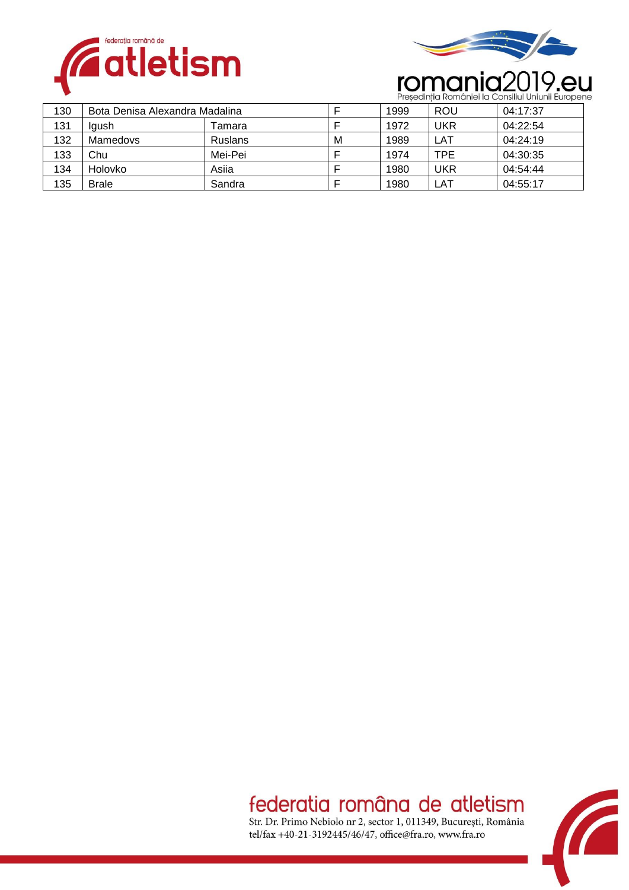| | | | | | | |
|---|---|---|---|---|---|---|
| 130 | Bota Denisa Alexandra Madalina | | F | 1999 | ROU | 04:17:37 |
| 131 | Igush | Tamara | F | 1972 | UKR | 04:22:54 |
| 132 | Mamedovs | Ruslans | M | 1989 | LAT | 04:24:19 |
| 133 | Chu | Mei-Pei | F | 1974 | TPE | 04:30:35 |
| 134 | Holovko | Asiia | F | 1980 | UKR | 04:54:44 |
| 135 | Brale | Sandra | F | 1980 | LAT | 04:55:17 |